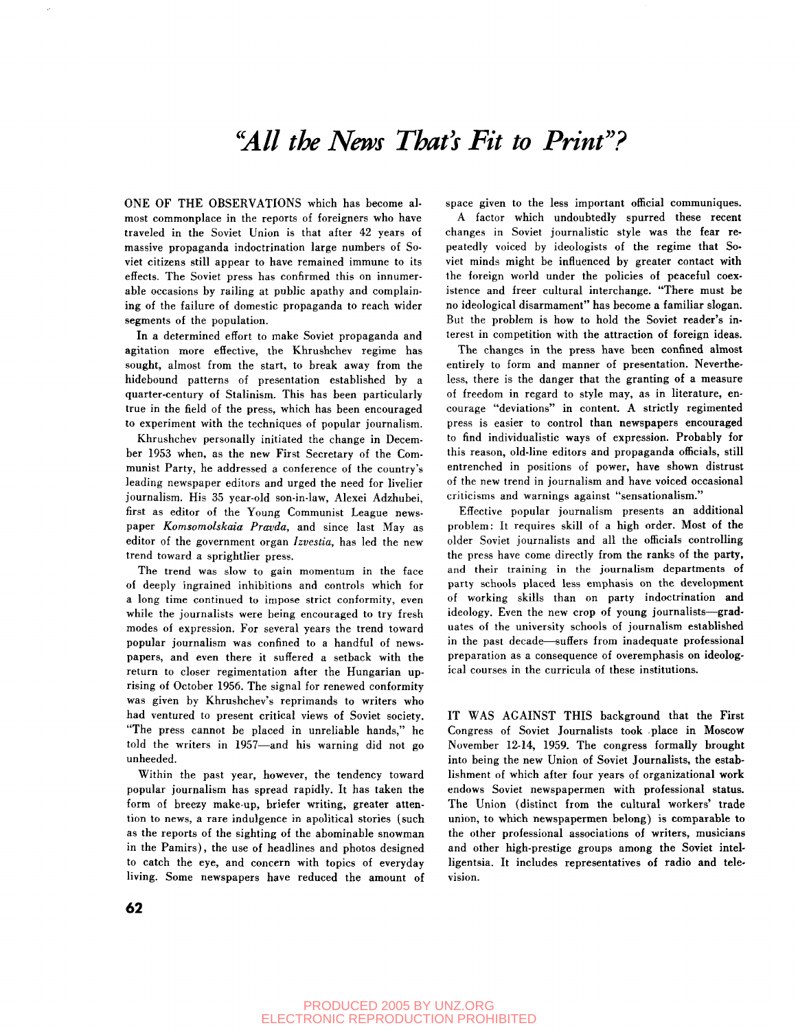# *"All the News That's Fit to Print"?*

ONE OF THE OBSERVATIONS which has become almost commonplace in the reports of foreigners who have traveled in the Soviet Union is that after 42 years of massive propaganda indoctrination large numbers of Soviet citizens still appear to have remained immune to its effects. The Soviet press has confirmed this on innumerable occasions by railing at public apathy and complaining of the failure of domestic propaganda to reach wider segments of the population.

In a determined effort to make Soviet propaganda and agitation more effective, the Khrushchev regime has sought, almost from the start, to break away from the hidebound patterns of presentation established by a quarter-century of Stalinism. This has been particularly true in the field of the press, which has been encouraged to experiment with the techniques of popular journalism.

Khrushchev personally initiated the change in December 1953 when, as the new First Secretary of the Communist Party, he addressed a conference of the country's leading newspaper editors and urged the need for livelier journalism. His 35 year-old son-in-law, Alexei Adzhubei, first as editor of the Young Communist League newspaper *Komsomolskaia Pravda*, and since last May as editor of the government organ *Izvestia*, has led the new trend toward a sprightlier press.

The trend was slow to gain momentum in the face of deeply ingrained inhibitions and controls which for a long time continued to impose strict conformity, even while the journalists were being encouraged to try fresh modes of expression. For several years the trend toward popular journalism was confined to a handful of newspapers, and even there it suffered a setback with the return to closer regimentation after the Hungarian uprising of October 1956. The signal for renewed conformity was given by Khrushchev's reprimands to writers who had ventured to present critical views of Soviet society. "The press cannot be placed in unreliable hands," he told the writers in 1957—and his warning did not go unheeded.

Within the past year, however, the tendency toward popular journalism has spread rapidly. It has taken the form of breezy make-up, briefer writing, greater attention to news, a rare indulgence in apolitical stories (such as the reports of the sighting of the abominable snowman in the Pamirs), the use of headlines and photos designed to catch the eye, and concern with topics of everyday living. Some newspapers have reduced the amount of space given to the less important official communiques.

A factor which undoubtedly spurred these recent changes in Soviet journalistic style was the fear repeatedly voiced by ideologists of the regime that Soviet minds might be influenced by greater contact with the foreign world under the policies of peaceful coexistence and freer cultural interchange. "There must be no ideological disarmament" has become a familiar slogan. But the problem is how to hold the Soviet reader's interest in competition with the attraction of foreign ideas.

The changes in the press have been confined almost entirely to form and manner of presentation. Nevertheless, there is the danger that the granting of a measure of freedom in regard to style may, as in literature, encourage "deviations" in content. A strictly regimented press is easier to control than newspapers encouraged to find individualistic ways of expression. Probably for this reason, old-line editors and propaganda officials, still entrenched in positions of power, have shown distrust of the new trend in journalism and have voiced occasional criticisms and warnings against "sensationalism."

Effective popular journalism presents an additional problem: It requires skill of a high order. Most of the older Soviet journalists and all the officials controlling the press have come directly from the ranks of the party, and their training in the journalism departments of party schools placed less emphasis on the development of working skills than on party indoctrination and ideology. Even the new crop of young journalists—graduates of the university schools of journalism established in the past decade—suffers from inadequate professional preparation as a consequence of overemphasis on ideological courses in the curricula of these institutions.

IT WAS AGAINST THIS background that the First Congress of Soviet Journalists took place in Moscow November 12-14, 1959. The congress formally brought into being the new Union of Soviet Journalists, the establishment of which after four years of organizational work endows Soviet newspapermen with professional status. The Union (distinct from the cultural workers' trade union, to which newspapermen belong) is comparable to the other professional associations of writers, musicians and other high-prestige groups among the Soviet intelligentsia. It includes representatives of radio and television.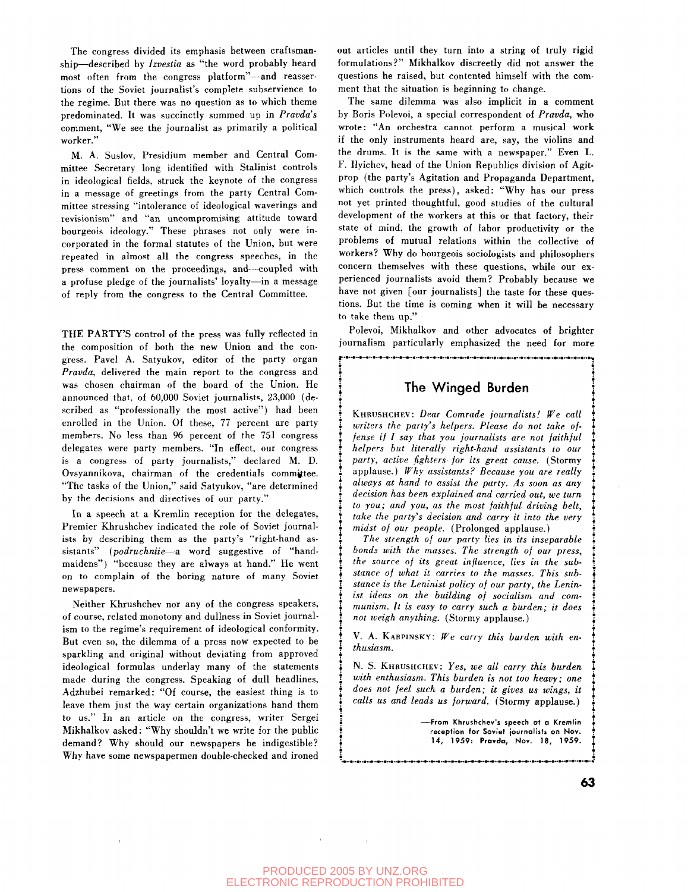The congress divided its emphasis between craftsmanship—described by *Izvestia* as "the word probably heard most often from the congress platform"—and reassertions of the Soviet journalist's complete subservience to the regime. But there was no question as to which theme predominated. It was succinctly summed up in *Pravda's* comment, "We see the journalist as primarily a political worker."

M. A. Suslov, Presidium member and Central Committee Secretary long identified with Stalinist controls in ideological fields, struck the keynote of the congress in a message of greetings from the party Central Committee stressing "intolerance of ideological waverings and revisionism" and "an uncompromising attitude toward bourgeois ideology." These phrases not only were incorporated in the formal statutes of the Union, but were repeated in almost all the congress speeches, in the press comment on the proceedings, and—coupled with a profuse pledge of the journalists' loyalty—in a message of reply from the congress to the Central Committee.

THE PARTY'S control of the press was fully reflected in the composition of both the new Union and the congress. Pavel A. Satyukov, editor of the party organ *Pravda*, delivered the main report to the congress and was chosen chairman of the board of the Union. He announced that, of 60,000 Soviet journalists, 23,000 (described as "professionally the most active") had been enrolled in the Union. Of these, 77 percent are party members. No less than 96 percent of the 751 congress delegates were party members. "In effect, our congress is a congress of party journalists," declared M. D. Ovsyannikova, chairman of the credentials committee. "The tasks of the Union," said Satyukov, "are determined by the decisions and directives of our party."

In a speech at a Kremlin reception for the delegates, Premier Khrushchev indicated the role of Soviet journalists by describing them as the party's "right-hand assistants" (*podruchniie*—a word suggestive of "handmaidens") "because they are always at hand." He went on to complain of the boring nature of many Soviet newspapers.

Neither Khrushchev nor any of the congress speakers, of course, related monotony and dullness in Soviet journalism to the regime's requirement of ideological conformity. But even so, the dilemma of a press now expected to be sparkling and original without deviating from approved ideological formulas underlay many of the statements made during the congress. Speaking of dull headlines, Adzhubei remarked: "Of course, the easiest thing is to leave them just the way certain organizations hand them to us." In an article on the congress, writer Sergei Mikhalkov asked: "Why shouldn't we write for the public demand? Why should our newspapers be indigestible? Why have some newspapermen double-checked and ironed out articles until they turn into a string of truly rigid formulations?" Mikhalkov discreetly did not answer the questions he raised, but contented himself with the comment that the situation is beginning to change.

The same dilemma was also implicit in a comment by Boris Polevoi, a special correspondent of *Pravda*, who wrote: "An orchestra cannot perform a musical work if the only instruments heard are, say, the violins and the drums. It is the same with a newspaper." Even L. F. Ilyichev, head of the Union Republics division of Agitprop (the party's Agitation and Propaganda Department, which controls the press), asked: "Why has our press not yet printed thoughtful, good studies of the cultural development of the workers at this or that factory, their state of mind, the growth of labor productivity or the problems of mutual relations within the collective of workers? Why do bourgeois sociologists and philosophers concern themselves with these questions, while our experienced journalists avoid them? Probably because we have not given [our journalists] the taste for these questions. But the time is coming when it will be necessary to take them up."

Polevoi, Mikhalkov and other advocates of brighter journalism particularly emphasized the need for more

## The Winged Burden

KHRUSHCHEV: *Dear Comrade journalists! We call writers the party's helpers. Please do not take offense if I say that you journalists are not faithful helpers but literally right-hand assistants to our party, active fighters for its great cause.* (Stormy applause.) *Why assistants? Because you are really always at hand to assist the party. As soon as any decision has been explained and carried out, we turn to you; and you, as the most faithful driving belt, take the party's decision and carry it into the very midst of our people.* (Prolonged applause.)

*The strength of our party lies in its inseparable bonds with the masses. The strength of our press, the source of its great influence, lies in the substance of what it carries to the masses. This substance is the Leninist policy of our party, the Leninist ideas on the building of socialism and communism. It is easy to carry such a burden; it does not weigh anything.* (Stormy applause.)

V. A. KARPINSKY: *We carry this burden with enthusiasm.*

N. S. KHRUSHCHEV: *Yes, we all carry this burden with enthusiasm. This burden is not too heavy; one does not feel such a burden; it gives us wings, it calls us and leads us forward.* (Stormy applause.)

—From Khrushchev's speech at a Kremlin reception for Soviet journalists on Nov. 14, 1959: *Pravda*, Nov. 18, 1959.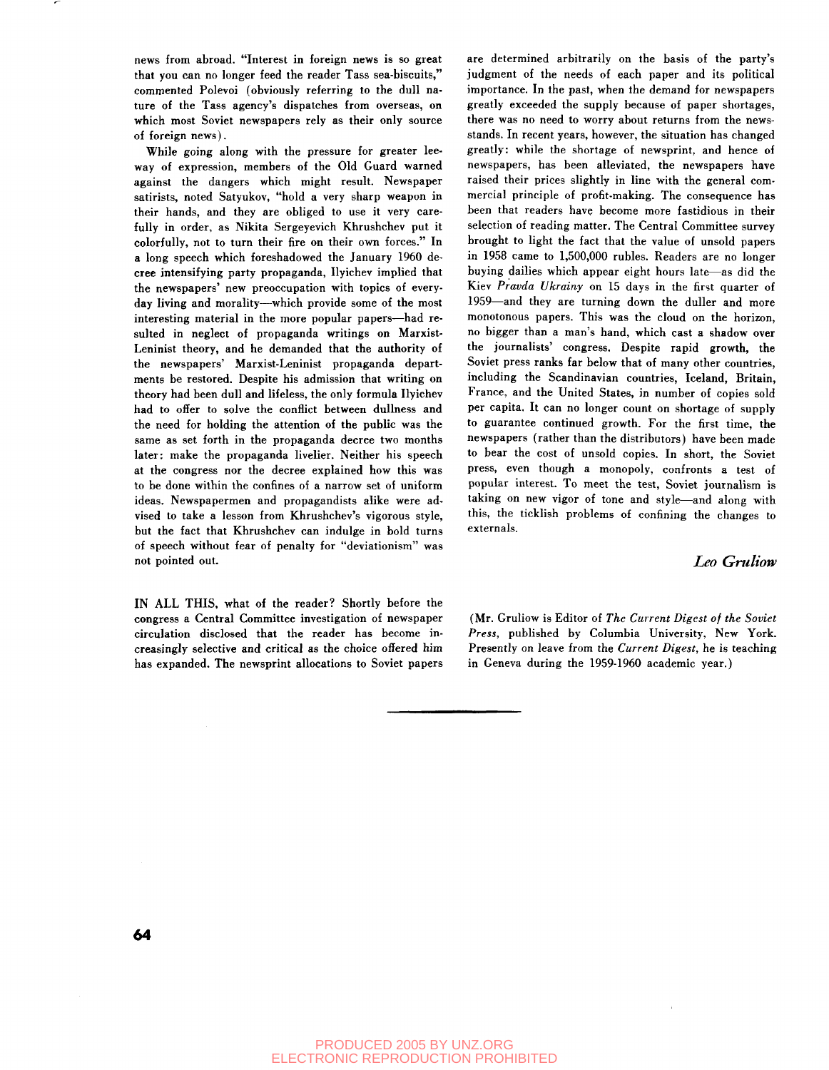news from abroad. "Interest in foreign news is so great that you can no longer feed the reader Tass sea-biscuits," commented Polevoi (obviously referring to the dull nature of the Tass agency's dispatches from overseas, on which most Soviet newspapers rely as their only source of foreign news).

While going along with the pressure for greater leeway of expression, members of the Old Guard warned against the dangers which might result. Newspaper satirists, noted Satyukov, "hold a very sharp weapon in their hands, and they are obliged to use it very carefully in order, as Nikita Sergeyevich Khrushchev put it colorfully, not to turn their fire on their own forces." In a long speech which foreshadowed the January 1960 decree intensifying party propaganda, Ilyichev implied that the newspapers' new preoccupation with topics of everyday living and morality—which provide some of the most interesting material in the more popular papers—had resulted in neglect of propaganda writings on Marxist-Leninist theory, and he demanded that the authority of the newspapers' Marxist-Leninist propaganda departments be restored. Despite his admission that writing on theory had been dull and lifeless, the only formula Ilyichev had to offer to solve the conflict between dullness and the need for holding the attention of the public was the same as set forth in the propaganda decree two months later: make the propaganda livelier. Neither his speech at the congress nor the decree explained how this was to be done within the confines of a narrow set of uniform ideas. Newspapermen and propagandists alike were advised to take a lesson from Khrushchev's vigorous style, but the fact that Khrushchev can indulge in bold turns of speech without fear of penalty for "deviationism" was not pointed out.

IN ALL THIS, what of the reader? Shortly before the congress a Central Committee investigation of newspaper circulation disclosed that the reader has become increasingly selective and critical as the choice offered him has expanded. The newsprint allocations to Soviet papers are determined arbitrarily on the basis of the party's judgment of the needs of each paper and its political importance. In the past, when the demand for newspapers greatly exceeded the supply because of paper shortages, there was no need to worry about returns from the newsstands. In recent years, however, the situation has changed greatly: while the shortage of newsprint, and hence of newspapers, has been alleviated, the newspapers have raised their prices slightly in line with the general commercial principle of profit-making. The consequence has been that readers have become more fastidious in their selection of reading matter. The Central Committee survey brought to light the fact that the value of unsold papers in 1958 came to 1,500,000 rubles. Readers are no longer buying dailies which appear eight hours late—as did the Kiev *Pravda Ukrainy* on 15 days in the first quarter of 1959—and they are turning down the duller and more monotonous papers. This was the cloud on the horizon, no bigger than a man's hand, which cast a shadow over the journalists' congress. Despite rapid growth, the Soviet press ranks far below that of many other countries, including the Scandinavian countries, Iceland, Britain, France, and the United States, in number of copies sold per capita. It can no longer count on shortage of supply to guarantee continued growth. For the first time, the newspapers (rather than the distributors) have been made to bear the cost of unsold copies. In short, the Soviet press, even though a monopoly, confronts a test of popular interest. To meet the test, Soviet journalism is taking on new vigor of tone and style—and along with this, the ticklish problems of confining the changes to externals.

*Leo Gruliow*

(Mr. Gruliow is Editor of *The Current Digest of the Soviet Press*, published by Columbia University, New York. Presently on leave from the *Current Digest*, he is teaching in Geneva during the 1959-1960 academic year.)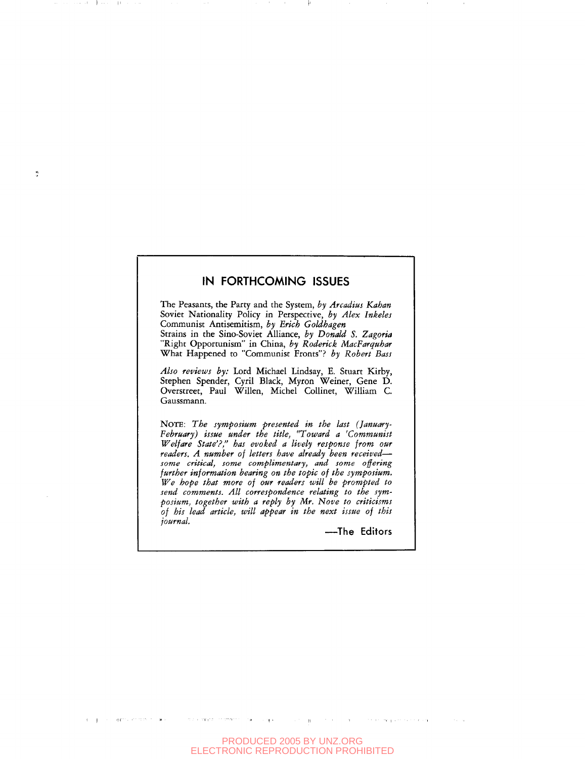## IN FORTHCOMING ISSUES

The Peasants, the Party and the System, *by Arcadius Kahan*
Soviet Nationality Policy in Perspective, *by Alex Inkeles*
Communist Antisemitism, *by Erich Goldhagen*
Strains in the Sino-Soviet Alliance, *by Donald S. Zagoria*
"Right Opportunism" in China, *by Roderick MacFarquhar*
What Happened to "Communist Fronts"? *by Robert Bass*

*Also reviews by:* Lord Michael Lindsay, E. Stuart Kirby, Stephen Spender, Cyril Black, Myron Weiner, Gene D. Overstreet, Paul Willen, Michel Collinet, William C. Gaussmann.

NOTE: *The symposium presented in the last (January-February) issue under the title, "Toward a 'Communist Welfare State'?," has evoked a lively response from our readers. A number of letters have already been received—some critical, some complimentary, and some offering further information bearing on the topic of the symposium. We hope that more of our readers will be prompted to send comments. All correspondence relating to the symposium, together with a reply by Mr. Nove to criticisms of his lead article, will appear in the next issue of this journal.*

—The Editors